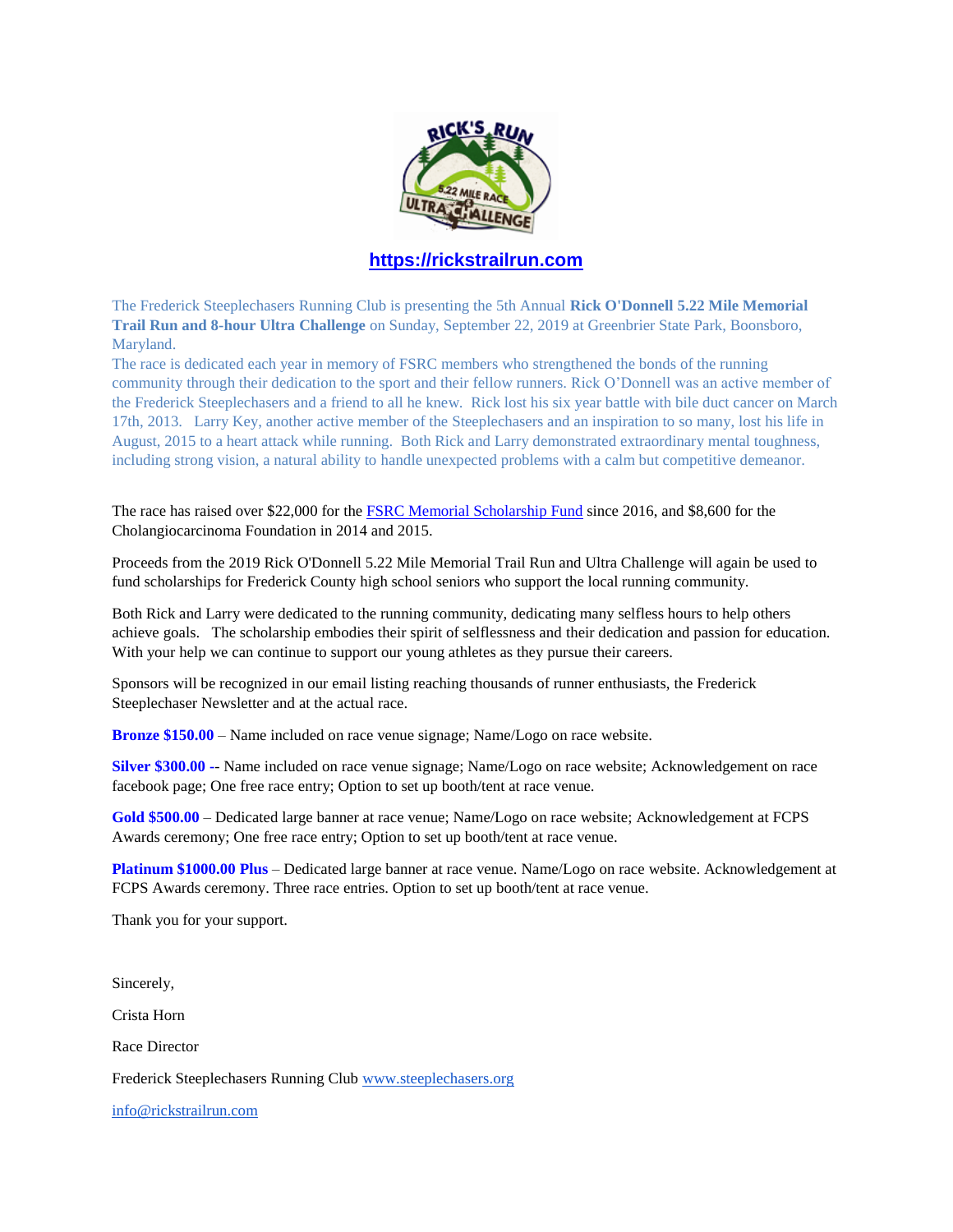**https://rickstrailrun.com**

The Frederick Steeplechasers Running Club is presenting the 5th Annual **Rick O'Donnell 5.22 Mile Memorial Trail Run and 8-hour Ultra Challenge** on Sunday, September 22, 2019 at Greenbrier State Park, Boonsboro, Maryland.
The race is dedicated each year in memory of FSRC members who strengthened the bonds of the running community through their dedication to the sport and their fellow runners. Rick O'Donnell was an active member of the Frederick Steeplechasers and a friend to all he knew. Rick lost his six year battle with bile duct cancer on March 17th, 2013. Larry Key, another active member of the Steeplechasers and an inspiration to so many, lost his life in August, 2015 to a heart attack while running. Both Rick and Larry demonstrated extraordinary mental toughness, including strong vision, a natural ability to handle unexpected problems with a calm but competitive demeanor.

The race has raised over $22,000 for the FSRC Memorial Scholarship Fund since 2016, and $8,600 for the Cholangiocarcinoma Foundation in 2014 and 2015.

Proceeds from the 2019 Rick O'Donnell 5.22 Mile Memorial Trail Run and Ultra Challenge will again be used to fund scholarships for Frederick County high school seniors who support the local running community.

Both Rick and Larry were dedicated to the running community, dedicating many selfless hours to help others achieve goals. The scholarship embodies their spirit of selflessness and their dedication and passion for education. With your help we can continue to support our young athletes as they pursue their careers.

Sponsors will be recognized in our email listing reaching thousands of runner enthusiasts, the Frederick Steeplechaser Newsletter and at the actual race.

**Bronze $150.00** – Name included on race venue signage; Name/Logo on race website.

**Silver $300.00 --** Name included on race venue signage; Name/Logo on race website; Acknowledgement on race facebook page; One free race entry; Option to set up booth/tent at race venue.

**Gold $500.00** – Dedicated large banner at race venue; Name/Logo on race website; Acknowledgement at FCPS Awards ceremony; One free race entry; Option to set up booth/tent at race venue.

**Platinum $1000.00 Plus** – Dedicated large banner at race venue. Name/Logo on race website. Acknowledgement at FCPS Awards ceremony. Three race entries. Option to set up booth/tent at race venue.

Thank you for your support.

Sincerely,

Crista Horn

Race Director

Frederick Steeplechasers Running Club www.steeplechasers.org

info@rickstrailrun.com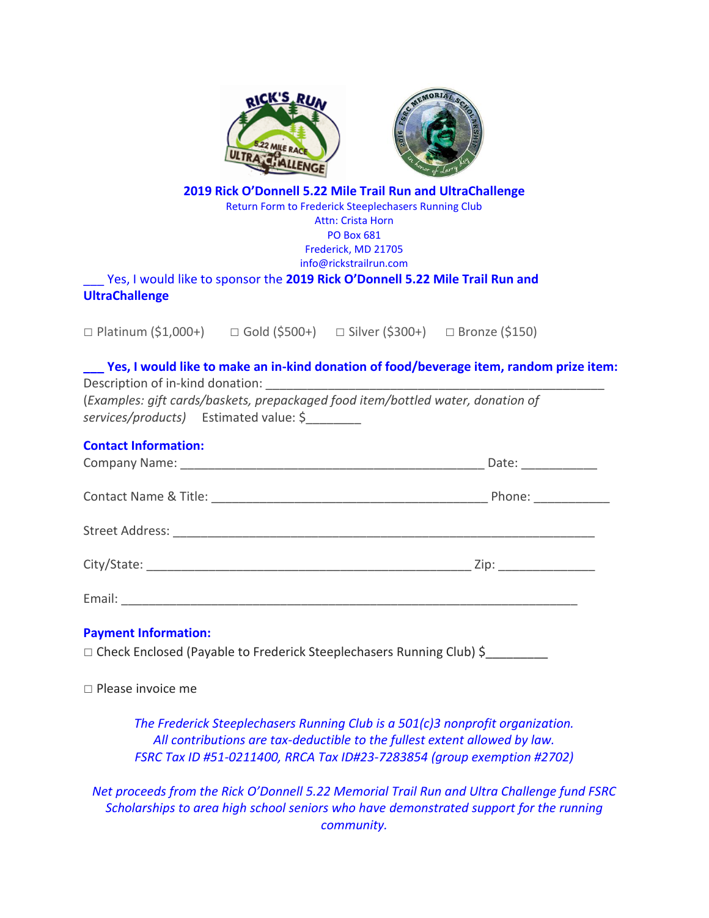## 2019 Rick O'Donnell 5.22 Mile Trail Run and UltraChallenge

Return Form to Frederick Steeplechasers Running Club
Attn: Crista Horn
PO Box 681
Frederick, MD 21705
info@rickstrailrun.com

___ Yes, I would like to sponsor the **2019 Rick O'Donnell 5.22 Mile Trail Run and UltraChallenge**

☐ Platinum ($1,000+) ☐ Gold ($500+) ☐ Silver ($300+) ☐ Bronze ($150)

**___ Yes, I would like to make an in-kind donation of food/beverage item, random prize item:**

Description of in-kind donation: ___________________________________________________

(*Examples: gift cards/baskets, prepackaged food item/bottled water, donation of services/products)* Estimated value: $________

**Contact Information:**

Company Name: _____________________________________________ Date: ___________

Contact Name & Title: _________________________________________ Phone: ___________

Street Address: ______________________________________________________________

City/State: ________________________________________________ Zip: ______________

Email: ____________________________________________________________________

**Payment Information:**

☐ Check Enclosed (Payable to Frederick Steeplechasers Running Club) $_________

☐ Please invoice me

*The Frederick Steeplechasers Running Club is a 501(c)3 nonprofit organization.
All contributions are tax-deductible to the fullest extent allowed by law.
FSRC Tax ID #51-0211400, RRCA Tax ID#23-7283854 (group exemption #2702)*

*Net proceeds from the Rick O'Donnell 5.22 Memorial Trail Run and Ultra Challenge fund FSRC Scholarships to area high school seniors who have demonstrated support for the running community.*